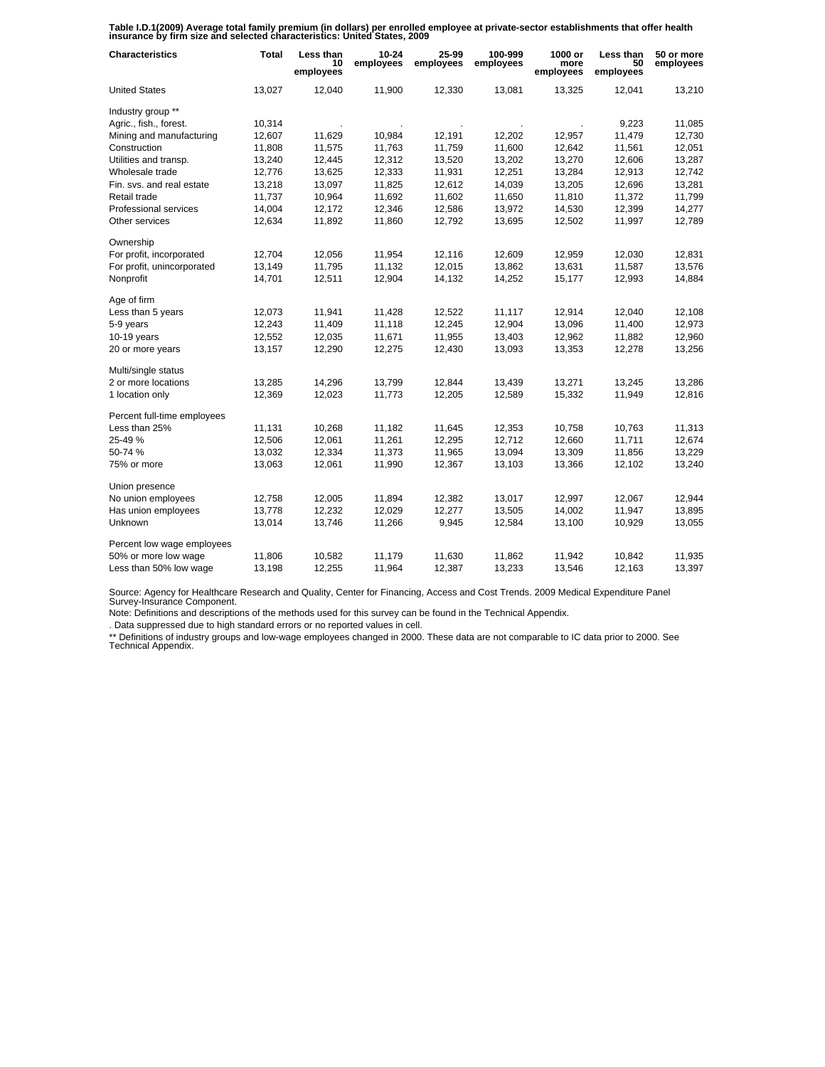**Table I.D.1(2009) Average total family premium (in dollars) per enrolled employee at private-sector establishments that offer health insurance by firm size and selected characteristics: United States, 2009**

| Characteristics | Total | Less than 10 employees | 10-24 employees | 25-99 employees | 100-999 employees | 1000 or more employees | Less than 50 employees | 50 or more employees |
|---|---|---|---|---|---|---|---|---|
| United States | 13,027 | 12,040 | 11,900 | 12,330 | 13,081 | 13,325 | 12,041 | 13,210 |
| Industry group ** | | | | | | | | |
| Agric., fish., forest. | 10,314 | . | . | . | . | . | 9,223 | 11,085 |
| Mining and manufacturing | 12,607 | 11,629 | 10,984 | 12,191 | 12,202 | 12,957 | 11,479 | 12,730 |
| Construction | 11,808 | 11,575 | 11,763 | 11,759 | 11,600 | 12,642 | 11,561 | 12,051 |
| Utilities and transp. | 13,240 | 12,445 | 12,312 | 13,520 | 13,202 | 13,270 | 12,606 | 13,287 |
| Wholesale trade | 12,776 | 13,625 | 12,333 | 11,931 | 12,251 | 13,284 | 12,913 | 12,742 |
| Fin. svs. and real estate | 13,218 | 13,097 | 11,825 | 12,612 | 14,039 | 13,205 | 12,696 | 13,281 |
| Retail trade | 11,737 | 10,964 | 11,692 | 11,602 | 11,650 | 11,810 | 11,372 | 11,799 |
| Professional services | 14,004 | 12,172 | 12,346 | 12,586 | 13,972 | 14,530 | 12,399 | 14,277 |
| Other services | 12,634 | 11,892 | 11,860 | 12,792 | 13,695 | 12,502 | 11,997 | 12,789 |
| Ownership | | | | | | | | |
| For profit, incorporated | 12,704 | 12,056 | 11,954 | 12,116 | 12,609 | 12,959 | 12,030 | 12,831 |
| For profit, unincorporated | 13,149 | 11,795 | 11,132 | 12,015 | 13,862 | 13,631 | 11,587 | 13,576 |
| Nonprofit | 14,701 | 12,511 | 12,904 | 14,132 | 14,252 | 15,177 | 12,993 | 14,884 |
| Age of firm | | | | | | | | |
| Less than 5 years | 12,073 | 11,941 | 11,428 | 12,522 | 11,117 | 12,914 | 12,040 | 12,108 |
| 5-9 years | 12,243 | 11,409 | 11,118 | 12,245 | 12,904 | 13,096 | 11,400 | 12,973 |
| 10-19 years | 12,552 | 12,035 | 11,671 | 11,955 | 13,403 | 12,962 | 11,882 | 12,960 |
| 20 or more years | 13,157 | 12,290 | 12,275 | 12,430 | 13,093 | 13,353 | 12,278 | 13,256 |
| Multi/single status | | | | | | | | |
| 2 or more locations | 13,285 | 14,296 | 13,799 | 12,844 | 13,439 | 13,271 | 13,245 | 13,286 |
| 1 location only | 12,369 | 12,023 | 11,773 | 12,205 | 12,589 | 15,332 | 11,949 | 12,816 |
| Percent full-time employees | | | | | | | | |
| Less than 25% | 11,131 | 10,268 | 11,182 | 11,645 | 12,353 | 10,758 | 10,763 | 11,313 |
| 25-49 % | 12,506 | 12,061 | 11,261 | 12,295 | 12,712 | 12,660 | 11,711 | 12,674 |
| 50-74 % | 13,032 | 12,334 | 11,373 | 11,965 | 13,094 | 13,309 | 11,856 | 13,229 |
| 75% or more | 13,063 | 12,061 | 11,990 | 12,367 | 13,103 | 13,366 | 12,102 | 13,240 |
| Union presence | | | | | | | | |
| No union employees | 12,758 | 12,005 | 11,894 | 12,382 | 13,017 | 12,997 | 12,067 | 12,944 |
| Has union employees | 13,778 | 12,232 | 12,029 | 12,277 | 13,505 | 14,002 | 11,947 | 13,895 |
| Unknown | 13,014 | 13,746 | 11,266 | 9,945 | 12,584 | 13,100 | 10,929 | 13,055 |
| Percent low wage employees | | | | | | | | |
| 50% or more low wage | 11,806 | 10,582 | 11,179 | 11,630 | 11,862 | 11,942 | 10,842 | 11,935 |
| Less than 50% low wage | 13,198 | 12,255 | 11,964 | 12,387 | 13,233 | 13,546 | 12,163 | 13,397 |

Source: Agency for Healthcare Research and Quality, Center for Financing, Access and Cost Trends. 2009 Medical Expenditure Panel Survey-Insurance Component.

Note: Definitions and descriptions of the methods used for this survey can be found in the Technical Appendix.

. Data suppressed due to high standard errors or no reported values in cell.

** Definitions of industry groups and low-wage employees changed in 2000. These data are not comparable to IC data prior to 2000. See Technical Appendix.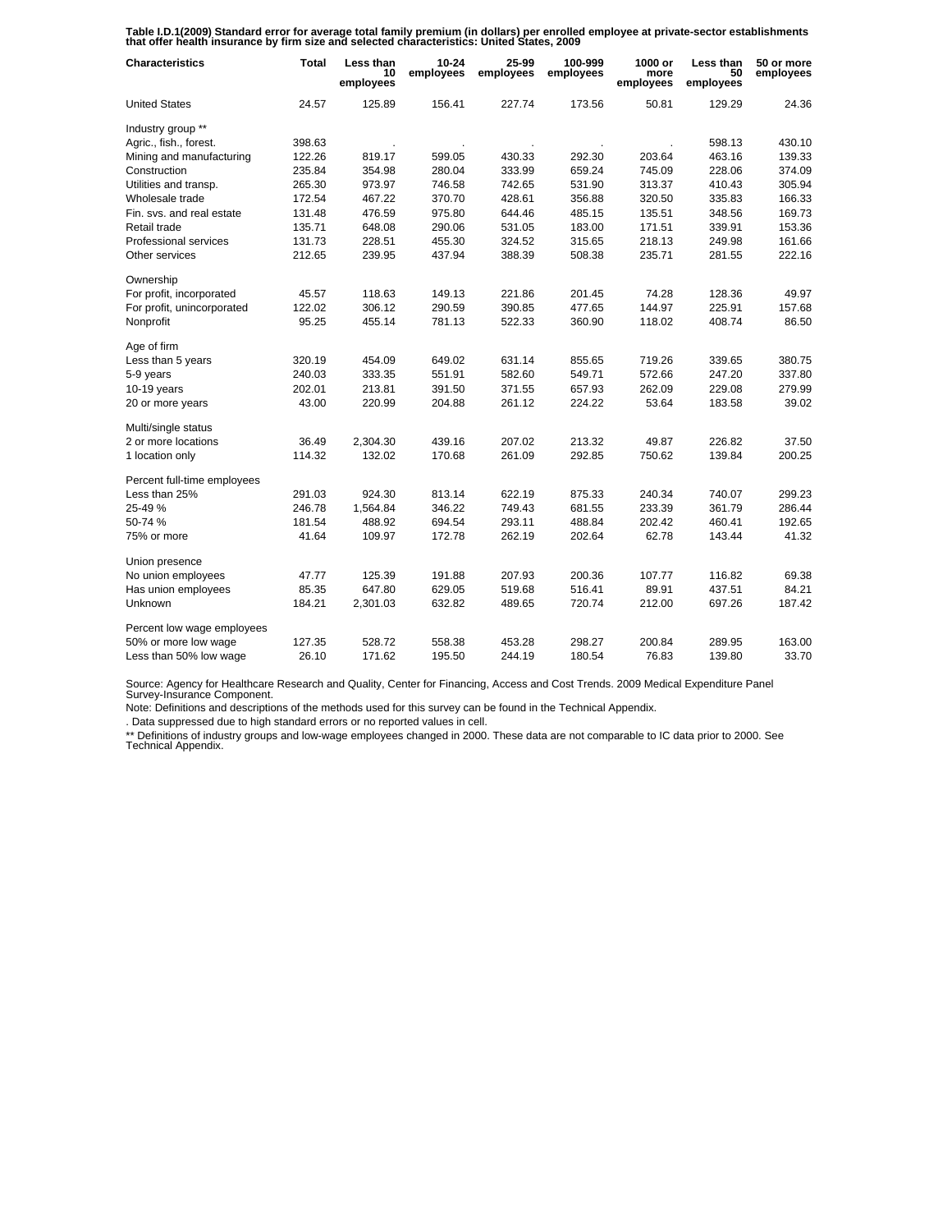**Table I.D.1(2009) Standard error for average total family premium (in dollars) per enrolled employee at private-sector establishments that offer health insurance by firm size and selected characteristics: United States, 2009**

| Characteristics | Total | Less than 10 employees | 10-24 employees | 25-99 employees | 100-999 employees | 1000 or more employees | Less than 50 employees | 50 or more employees |
|---|---|---|---|---|---|---|---|---|
| United States | 24.57 | 125.89 | 156.41 | 227.74 | 173.56 | 50.81 | 129.29 | 24.36 |
| Industry group ** | | | | | | | | |
| Agric., fish., forest. | 398.63 | . | . | . | . | . | 598.13 | 430.10 |
| Mining and manufacturing | 122.26 | 819.17 | 599.05 | 430.33 | 292.30 | 203.64 | 463.16 | 139.33 |
| Construction | 235.84 | 354.98 | 280.04 | 333.99 | 659.24 | 745.09 | 228.06 | 374.09 |
| Utilities and transp. | 265.30 | 973.97 | 746.58 | 742.65 | 531.90 | 313.37 | 410.43 | 305.94 |
| Wholesale trade | 172.54 | 467.22 | 370.70 | 428.61 | 356.88 | 320.50 | 335.83 | 166.33 |
| Fin. svs. and real estate | 131.48 | 476.59 | 975.80 | 644.46 | 485.15 | 135.51 | 348.56 | 169.73 |
| Retail trade | 135.71 | 648.08 | 290.06 | 531.05 | 183.00 | 171.51 | 339.91 | 153.36 |
| Professional services | 131.73 | 228.51 | 455.30 | 324.52 | 315.65 | 218.13 | 249.98 | 161.66 |
| Other services | 212.65 | 239.95 | 437.94 | 388.39 | 508.38 | 235.71 | 281.55 | 222.16 |
| Ownership | | | | | | | | |
| For profit, incorporated | 45.57 | 118.63 | 149.13 | 221.86 | 201.45 | 74.28 | 128.36 | 49.97 |
| For profit, unincorporated | 122.02 | 306.12 | 290.59 | 390.85 | 477.65 | 144.97 | 225.91 | 157.68 |
| Nonprofit | 95.25 | 455.14 | 781.13 | 522.33 | 360.90 | 118.02 | 408.74 | 86.50 |
| Age of firm | | | | | | | | |
| Less than 5 years | 320.19 | 454.09 | 649.02 | 631.14 | 855.65 | 719.26 | 339.65 | 380.75 |
| 5-9 years | 240.03 | 333.35 | 551.91 | 582.60 | 549.71 | 572.66 | 247.20 | 337.80 |
| 10-19 years | 202.01 | 213.81 | 391.50 | 371.55 | 657.93 | 262.09 | 229.08 | 279.99 |
| 20 or more years | 43.00 | 220.99 | 204.88 | 261.12 | 224.22 | 53.64 | 183.58 | 39.02 |
| Multi/single status | | | | | | | | |
| 2 or more locations | 36.49 | 2,304.30 | 439.16 | 207.02 | 213.32 | 49.87 | 226.82 | 37.50 |
| 1 location only | 114.32 | 132.02 | 170.68 | 261.09 | 292.85 | 750.62 | 139.84 | 200.25 |
| Percent full-time employees | | | | | | | | |
| Less than 25% | 291.03 | 924.30 | 813.14 | 622.19 | 875.33 | 240.34 | 740.07 | 299.23 |
| 25-49 % | 246.78 | 1,564.84 | 346.22 | 749.43 | 681.55 | 233.39 | 361.79 | 286.44 |
| 50-74 % | 181.54 | 488.92 | 694.54 | 293.11 | 488.84 | 202.42 | 460.41 | 192.65 |
| 75% or more | 41.64 | 109.97 | 172.78 | 262.19 | 202.64 | 62.78 | 143.44 | 41.32 |
| Union presence | | | | | | | | |
| No union employees | 47.77 | 125.39 | 191.88 | 207.93 | 200.36 | 107.77 | 116.82 | 69.38 |
| Has union employees | 85.35 | 647.80 | 629.05 | 519.68 | 516.41 | 89.91 | 437.51 | 84.21 |
| Unknown | 184.21 | 2,301.03 | 632.82 | 489.65 | 720.74 | 212.00 | 697.26 | 187.42 |
| Percent low wage employees | | | | | | | | |
| 50% or more low wage | 127.35 | 528.72 | 558.38 | 453.28 | 298.27 | 200.84 | 289.95 | 163.00 |
| Less than 50% low wage | 26.10 | 171.62 | 195.50 | 244.19 | 180.54 | 76.83 | 139.80 | 33.70 |

Source: Agency for Healthcare Research and Quality, Center for Financing, Access and Cost Trends. 2009 Medical Expenditure Panel Survey-Insurance Component.

Note: Definitions and descriptions of the methods used for this survey can be found in the Technical Appendix.

. Data suppressed due to high standard errors or no reported values in cell.

** Definitions of industry groups and low-wage employees changed in 2000. These data are not comparable to IC data prior to 2000. See Technical Appendix.